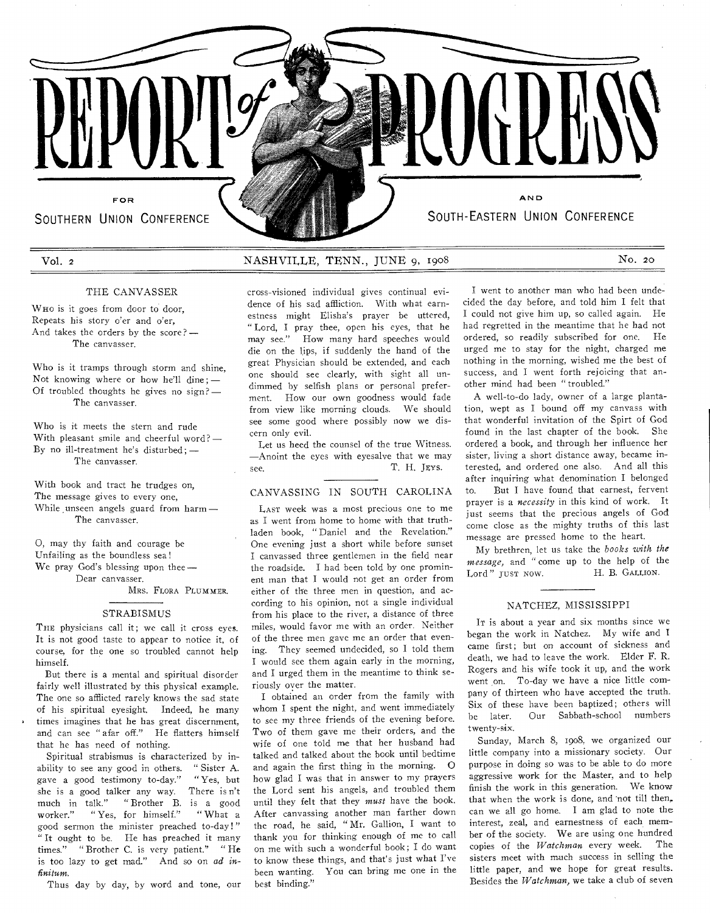# REPORT of PROGRESS

FOR SOUTHERN UNION CONFERENCE AND SOUTH-EASTERN UNION CONFERENCE

Vol. 2 NASHVILLE, TENN., JUNE 9, 1908 No. 20

## THE CANVASSER

Who is it goes from door to door,
Repeats his story o'er and o'er,
And takes the orders by the score? —
The canvasser.

Who is it tramps through storm and shine,
Not knowing where or how he'll dine; —
Of troubled thoughts he gives no sign? —
The canvasser.

Who is it meets the stern and rude
With pleasant smile and cheerful word? —
By no ill-treatment he's disturbed; —
The canvasser.

With book and tract he trudges on,
The message gives to every one,
While unseen angels guard from harm —
The canvasser.

O, may thy faith and courage be
Unfailing as the boundless sea!
We pray God's blessing upon thee —
Dear canvasser.

Mrs. Flora Plummer.

## STRABISMUS

The physicians call it; we call it cross eyes. It is not good taste to appear to notice it, of course, for the one so troubled cannot help himself.

But there is a mental and spiritual disorder fairly well illustrated by this physical example. The one so afflicted rarely knows the sad state of his spiritual eyesight. Indeed, he many times imagines that he has great discernment, and can see "afar off." He flatters himself that he has need of nothing.

Spiritual strabismus is characterized by inability to see any good in others. "Sister A. gave a good testimony to-day." "Yes, but she is a good talker any way. There is n't much in talk." "Brother B. is a good worker." "Yes, for himself." "What a good sermon the minister preached to-day!" "It ought to be. He has preached it many times." "Brother C. is very patient." "He is too lazy to get mad." And so on *ad infinitum*.

Thus day by day, by word and tone, our cross-visioned individual gives continual evidence of his sad affliction. With what earnestness might Elisha's prayer be uttered, "Lord, I pray thee, open his eyes, that he may see." How many hard speeches would die on the lips, if suddenly the hand of the great Physician should be extended, and each one should see clearly, with sight all undimmed by selfish plans or personal preferment. How our own goodness would fade from view like morning clouds. We should see some good where possibly now we discern only evil.

Let us heed the counsel of the true Witness. —Anoint the eyes with eyesalve that we may see.

T. H. Jeys.

## CANVASSING IN SOUTH CAROLINA

Last week was a most precious one to me as I went from home to home with that truth-laden book, "Daniel and the Revelation." One evening just a short while before sunset I canvassed three gentlemen in the field near the roadside. I had been told by one prominent man that I would not get an order from either of the three men in question, and according to his opinion, not a single individual from his place to the river, a distance of three miles, would favor me with an order. Neither of the three men gave me an order that evening. They seemed undecided, so I told them I would see them again early in the morning, and I urged them in the meantime to think seriously over the matter.

I obtained an order from the family with whom I spent the night, and went immediately to see my three friends of the evening before. Two of them gave me their orders, and the wife of one told me that her husband had talked and talked about the book until bedtime and again the first thing in the morning. O how glad I was that in answer to my prayers the Lord sent his angels, and troubled them until they felt that they *must* have the book. After canvassing another man farther down the road, he said, "Mr. Gallion, I want to thank you for thinking enough of me to call on me with such a wonderful book; I do want to know these things, and that's just what I've been wanting. You can bring me one in the best binding."

I went to another man who had been undecided the day before, and told him I felt that I could not give him up, so called again. He had regretted in the meantime that he had not ordered, so readily subscribed for one. He urged me to stay for the night, charged me nothing in the morning, wished me the best of success, and I went forth rejoicing that another mind had been "troubled."

A well-to-do lady, owner of a large plantation, wept as I bound off my canvass with that wonderful invitation of the Spirt of God found in the last chapter of the book. She ordered a book, and through her influence her sister, living a short distance away, became interested, and ordered one also. And all this after inquiring what denomination I belonged to. But I have found that earnest, fervent prayer is a *necessity* in this kind of work. It just seems that the precious angels of God come close as the mighty truths of this last message are pressed home to the heart.

My brethren, let us take the *books with the message*, and "come up to the help of the Lord" just now.

H. B. Gallion.

## NATCHEZ, MISSISSIPPI

It is about a year and six months since we began the work in Natchez. My wife and I came first; but on account of sickness and death, we had to leave the work. Elder F. R. Rogers and his wife took it up, and the work went on. To-day we have a nice little company of thirteen who have accepted the truth. Six of these have been baptized; others will be later. Our Sabbath-school numbers twenty-six.

Sunday, March 8, 1908, we organized our little company into a missionary society. Our purpose in doing so was to be able to do more aggressive work for the Master, and to help finish the work in this generation. We know that when the work is done, and not till then, can we all go home. I am glad to note the interest, zeal, and earnestness of each member of the society. We are using one hundred copies of the *Watchman* every week. The sisters meet with much success in selling the little paper, and we hope for great results. Besides the *Watchman*, we take a club of seven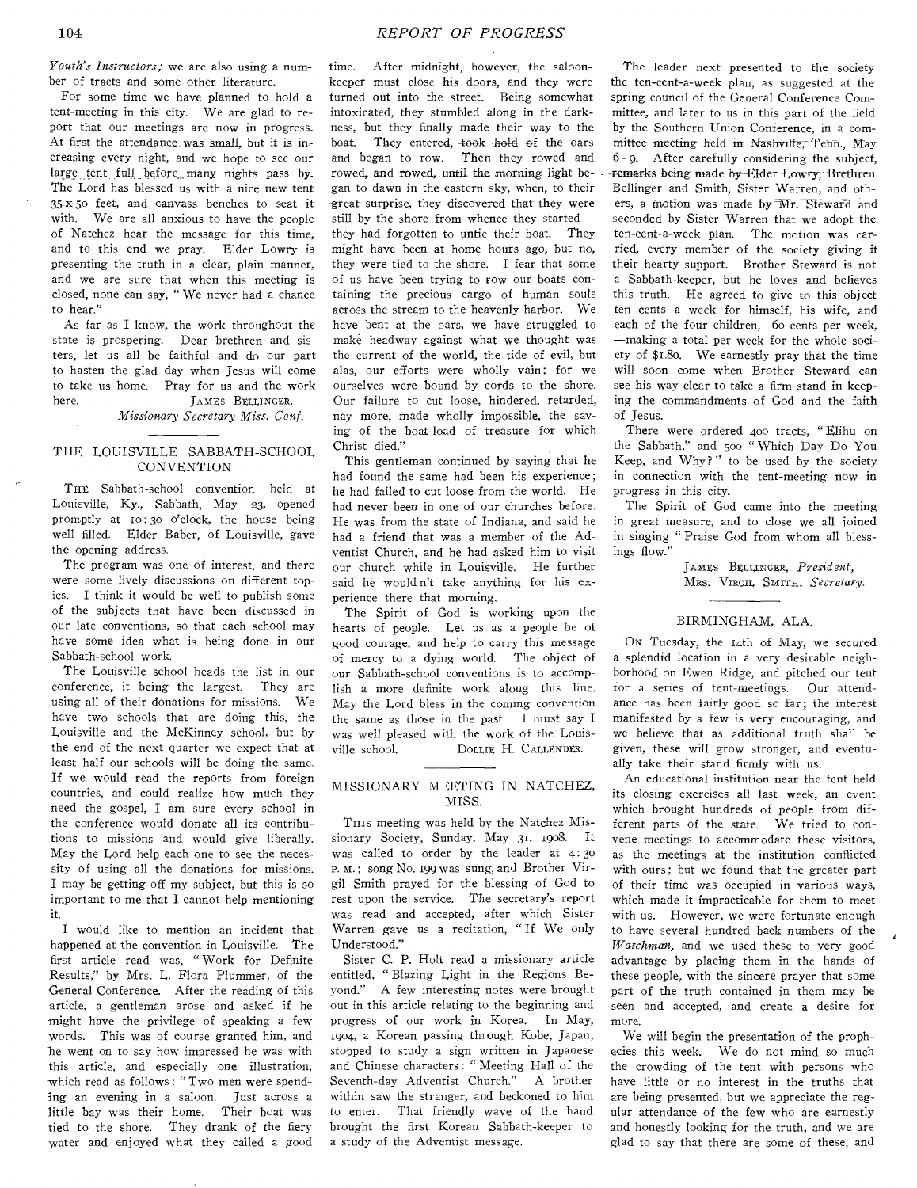*Youth's Instructors;* we are also using a number of tracts and some other literature.

For some time we have planned to hold a tent-meeting in this city. We are glad to report that our meetings are now in progress. At first the attendance was small, but it is increasing every night, and we hope to see our large tent full before many nights pass by. The Lord has blessed us with a nice new tent 35 x 50 feet, and canvass benches to seat it with. We are all anxious to have the people of Natchez hear the message for this time, and to this end we pray. Elder Lowry is presenting the truth in a clear, plain manner, and we are sure that when this meeting is closed, none can say, "We never had a chance to hear."

As far as I know, the work throughout the state is prospering. Dear brethren and sisters, let us all be faithful and do our part to hasten the glad day when Jesus will come to take us home. Pray for us and the work here.

JAMES BELLINGER,
*Missionary Secretary Miss. Conf.*

## THE LOUISVILLE SABBATH-SCHOOL CONVENTION

THE Sabbath-school convention held at Louisville, Ky., Sabbath, May 23, opened promptly at 10:30 o'clock, the house being well filled. Elder Baber, of Louisville, gave the opening address.

The program was one of interest, and there were some lively discussions on different topics. I think it would be well to publish some of the subjects that have been discussed in our late conventions, so that each school may have some idea what is being done in our Sabbath-school work.

The Louisville school heads the list in our conference, it being the largest. They are using all of their donations for missions. We have two schools that are doing this, the Louisville and the McKinney school, but by the end of the next quarter we expect that at least half our schools will be doing the same. If we would read the reports from foreign countries, and could realize how much they need the gospel, I am sure every school in the conference would donate all its contributions to missions and would give liberally. May the Lord help each one to see the necessity of using all the donations for missions. I may be getting off my subject, but this is so important to me that I cannot help mentioning it.

I would like to mention an incident that happened at the convention in Louisville. The first article read was, "Work for Definite Results," by Mrs. L. Flora Plummer, of the General Conference. After the reading of this article, a gentleman arose and asked if he might have the privilege of speaking a few words. This was of course granted him, and he went on to say how impressed he was with this article, and especially one illustration, which read as follows: "Two men were spending an evening in a saloon. Just across a little bay was their home. Their boat was tied to the shore. They drank of the fiery water and enjoyed what they called a good time. After midnight, however, the saloon-keeper must close his doors, and they were turned out into the street. Being somewhat intoxicated, they stumbled along in the darkness, but they finally made their way to the boat. They entered, took hold of the oars and began to row. Then they rowed and rowed, and rowed, until the morning light began to dawn in the eastern sky, when, to their great surprise, they discovered that they were still by the shore from whence they started—they had forgotten to untie their boat. They might have been at home hours ago, but no, they were tied to the shore. I fear that some of us have been trying to row our boats containing the precious cargo of human souls across the stream to the heavenly harbor. We have bent at the oars, we have struggled to make headway against what we thought was the current of the world, the tide of evil, but alas, our efforts were wholly vain; for we ourselves were bound by cords to the shore. Our failure to cut loose, hindered, retarded, nay more, made wholly impossible, the saving of the boat-load of treasure for which Christ died."

This gentleman continued by saying that he had found the same had been his experience; he had failed to cut loose from the world. He had never been in one of our churches before. He was from the state of Indiana, and said he had a friend that was a member of the Adventist Church, and he had asked him to visit our church while in Louisville. He further said he would n't take anything for his experience there that morning.

The Spirit of God is working upon the hearts of people. Let us as a people be of good courage, and help to carry this message of mercy to a dying world. The object of our Sabbath-school conventions is to accomplish a more definite work along this line. May the Lord bless in the coming convention the same as those in the past. I must say I was well pleased with the work of the Louisville school.

DOLLIE H. CALLENDER.

## MISSIONARY MEETING IN NATCHEZ, MISS.

THIS meeting was held by the Natchez Missionary Society, Sunday, May 31, 1908. It was called to order by the leader at 4:30 P. M.; song No. 199 was sung, and Brother Virgil Smith prayed for the blessing of God to rest upon the service. The secretary's report was read and accepted, after which Sister Warren gave us a recitation, "If We only Understood."

Sister C. P. Holt read a missionary article entitled, "Blazing Light in the Regions Beyond." A few interesting notes were brought out in this article relating to the beginning and progress of our work in Korea. In May, 1904, a Korean passing through Kobe, Japan, stopped to study a sign written in Japanese and Chinese characters: "Meeting Hall of the Seventh-day Adventist Church." A brother within saw the stranger, and beckoned to him to enter. That friendly wave of the hand brought the first Korean Sabbath-keeper to a study of the Adventist message.

The leader next presented to the society the ten-cent-a-week plan, as suggested at the spring council of the General Conference Committee, and later to us in this part of the field by the Southern Union Conference, in a committee meeting held in Nashville, Tenn., May 6-9. After carefully considering the subject, remarks being made by Elder Lowry, Brethren Bellinger and Smith, Sister Warren, and others, a motion was made by Mr. Steward and seconded by Sister Warren that we adopt the ten-cent-a-week plan. The motion was carried, every member of the society giving it their hearty support. Brother Steward is not a Sabbath-keeper, but he loves and believes this truth. He agreed to give to this object ten cents a week for himself, his wife, and each of the four children,—60 cents per week,—making a total per week for the whole society of $1.80. We earnestly pray that the time will soon come when Brother Steward can see his way clear to take a firm stand in keeping the commandments of God and the faith of Jesus.

There were ordered 400 tracts, "Elihu on the Sabbath," and 500 "Which Day Do You Keep, and Why?" to be used by the society in connection with the tent-meeting now in progress in this city.

The Spirit of God came into the meeting in great measure, and to close we all joined in singing "Praise God from whom all blessings flow."

JAMES BELLINGER, *President*,
MRS. VIRGIL SMITH, *Secretary*.

## BIRMINGHAM, ALA.

ON Tuesday, the 14th of May, we secured a splendid location in a very desirable neighborhood on Ewen Ridge, and pitched our tent for a series of tent-meetings. Our attendance has been fairly good so far; the interest manifested by a few is very encouraging, and we believe that as additional truth shall be given, these will grow stronger, and eventually take their stand firmly with us.

An educational institution near the tent held its closing exercises all last week, an event which brought hundreds of people from different parts of the state. We tried to convene meetings to accommodate these visitors, as the meetings at the institution conflicted with ours; but we found that the greater part of their time was occupied in various ways, which made it impracticable for them to meet with us. However, we were fortunate enough to have several hundred back numbers of the *Watchman*, and we used these to very good advantage by placing them in the hands of these people, with the sincere prayer that some part of the truth contained in them may be seen and accepted, and create a desire for more.

We will begin the presentation of the prophecies this week. We do not mind so much the crowding of the tent with persons who have little or no interest in the truths that are being presented, but we appreciate the regular attendance of the few who are earnestly and honestly looking for the truth, and we are glad to say that there are some of these, and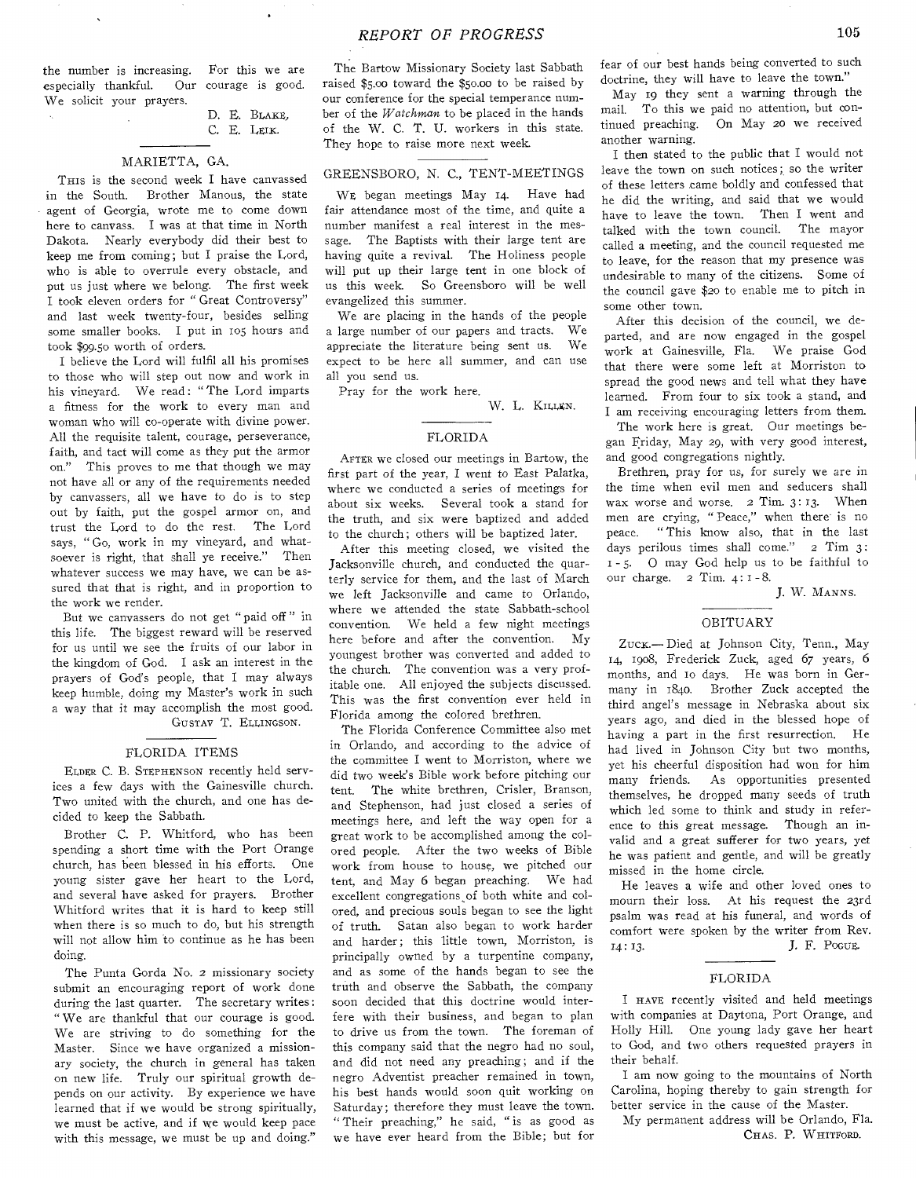the number is increasing. For this we are especially thankful. Our courage is good. We solicit your prayers.

D. E. Blake,
C. E. Leik.

## MARIETTA, GA.

This is the second week I have canvassed in the South. Brother Manous, the state agent of Georgia, wrote me to come down here to canvass. I was at that time in North Dakota. Nearly everybody did their best to keep me from coming; but I praise the Lord, who is able to overrule every obstacle, and put us just where we belong. The first week I took eleven orders for "Great Controversy" and last week twenty-four, besides selling some smaller books. I put in 105 hours and took $99.50 worth of orders.

I believe the Lord will fulfil all his promises to those who will step out now and work in his vineyard. We read: "The Lord imparts a fitness for the work to every man and woman who will co-operate with divine power. All the requisite talent, courage, perseverance, faith, and tact will come as they put the armor on." This proves to me that though we may not have all or any of the requirements needed by canvassers, all we have to do is to step out by faith, put the gospel armor on, and trust the Lord to do the rest. The Lord says, "Go, work in my vineyard, and whatsoever is right, that shall ye receive." Then whatever success we may have, we can be assured that that is right, and in proportion to the work we render.

But we canvassers do not get "paid off" in this life. The biggest reward will be reserved for us until we see the fruits of our labor in the kingdom of God. I ask an interest in the prayers of God's people, that I may always keep humble, doing my Master's work in such a way that it may accomplish the most good.

Gustav T. Ellingson.

## FLORIDA ITEMS

Elder C. B. Stephenson recently held services a few days with the Gainesville church. Two united with the church, and one has decided to keep the Sabbath.

Brother C. P. Whitford, who has been spending a short time with the Port Orange church, has been blessed in his efforts. One young sister gave her heart to the Lord, and several have asked for prayers. Brother Whitford writes that it is hard to keep still when there is so much to do, but his strength will not allow him to continue as he has been doing.

The Punta Gorda No. 2 missionary society submit an encouraging report of work done during the last quarter. The secretary writes: "We are thankful that our courage is good. We are striving to do something for the Master. Since we have organized a missionary society, the church in general has taken on new life. Truly our spiritual growth depends on our activity. By experience we have learned that if we would be strong spiritually, we must be active, and if we would keep pace with this message, we must be up and doing."

The Bartow Missionary Society last Sabbath raised $5.00 toward the $50.00 to be raised by our conference for the special temperance number of the *Watchman* to be placed in the hands of the W. C. T. U. workers in this state. They hope to raise more next week.

## GREENSBORO, N. C., TENT-MEETINGS

We began meetings May 14. Have had fair attendance most of the time, and quite a number manifest a real interest in the message. The Baptists with their large tent are having quite a revival. The Holiness people will put up their large tent in one block of us this week. So Greensboro will be well evangelized this summer.

We are placing in the hands of the people a large number of our papers and tracts. We appreciate the literature being sent us. We expect to be here all summer, and can use all you send us.

Pray for the work here.

W. L. Killen.

## FLORIDA

After we closed our meetings in Bartow, the first part of the year, I went to East Palatka, where we conducted a series of meetings for about six weeks. Several took a stand for the truth, and six were baptized and added to the church; others will be baptized later.

After this meeting closed, we visited the Jacksonville church, and conducted the quarterly service for them, and the last of March we left Jacksonville and came to Orlando, where we attended the state Sabbath-school convention. We held a few night meetings here before and after the convention. My youngest brother was converted and added to the church. The convention was a very profitable one. All enjoyed the subjects discussed. This was the first convention ever held in Florida among the colored brethren.

The Florida Conference Committee also met in Orlando, and according to the advice of the committee I went to Morriston, where we did two week's Bible work before pitching our tent. The white brethren, Crisler, Branson, and Stephenson, had just closed a series of meetings here, and left the way open for a great work to be accomplished among the colored people. After the two weeks of Bible work from house to house, we pitched our tent, and May 6 began preaching. We had excellent congregations of both white and colored, and precious souls began to see the light of truth. Satan also began to work harder and harder; this little town, Morriston, is principally owned by a turpentine company, and as some of the hands began to see the truth and observe the Sabbath, the company soon decided that this doctrine would interfere with their business, and began to plan to drive us from the town. The foreman of this company said that the negro had no soul, and did not need any preaching; and if the negro Adventist preacher remained in town, his best hands would soon quit working on Saturday; therefore they must leave the town. "Their preaching," he said, "is as good as we have ever heard from the Bible; but for fear of our best hands being converted to such doctrine, they will have to leave the town."

May 19 they sent a warning through the mail. To this we paid no attention, but continued preaching. On May 20 we received another warning.

I then stated to the public that I would not leave the town on such notices; so the writer of these letters came boldly and confessed that he did the writing, and said that we would have to leave the town. Then I went and talked with the town council. The mayor called a meeting, and the council requested me to leave, for the reason that my presence was undesirable to many of the citizens. Some of the council gave $20 to enable me to pitch in some other town.

After this decision of the council, we departed, and are now engaged in the gospel work at Gainesville, Fla. We praise God that there were some left at Morriston to spread the good news and tell what they have learned. From four to six took a stand, and I am receiving encouraging letters from them.

The work here is great. Our meetings began Friday, May 29, with very good interest, and good congregations nightly.

Brethren, pray for us, for surely we are in the time when evil men and seducers shall wax worse and worse. 2 Tim. 3:13. When men are crying, "Peace," when there is no peace. "This know also, that in the last days perilous times shall come." 2 Tim 3:1-5. O may God help us to be faithful to our charge. 2 Tim. 4:1-8.

J. W. Manns.

## OBITUARY

Zuck.— Died at Johnson City, Tenn., May 14, 1908, Frederick Zuck, aged 67 years, 6 months, and 10 days. He was born in Germany in 1840. Brother Zuck accepted the third angel's message in Nebraska about six years ago, and died in the blessed hope of having a part in the first resurrection. He had lived in Johnson City but two months, yet his cheerful disposition had won for him many friends. As opportunities presented themselves, he dropped many seeds of truth which led some to think and study in reference to this great message. Though an invalid and a great sufferer for two years, yet he was patient and gentle, and will be greatly missed in the home circle.

He leaves a wife and other loved ones to mourn their loss. At his request the 23rd psalm was read at his funeral, and words of comfort were spoken by the writer from Rev. 14:13.

J. F. Pogue.

## FLORIDA

I have recently visited and held meetings with companies at Daytona, Port Orange, and Holly Hill. One young lady gave her heart to God, and two others requested prayers in their behalf.

I am now going to the mountains of North Carolina, hoping thereby to gain strength for better service in the cause of the Master.

My permanent address will be Orlando, Fla.

Chas. P. Whitford.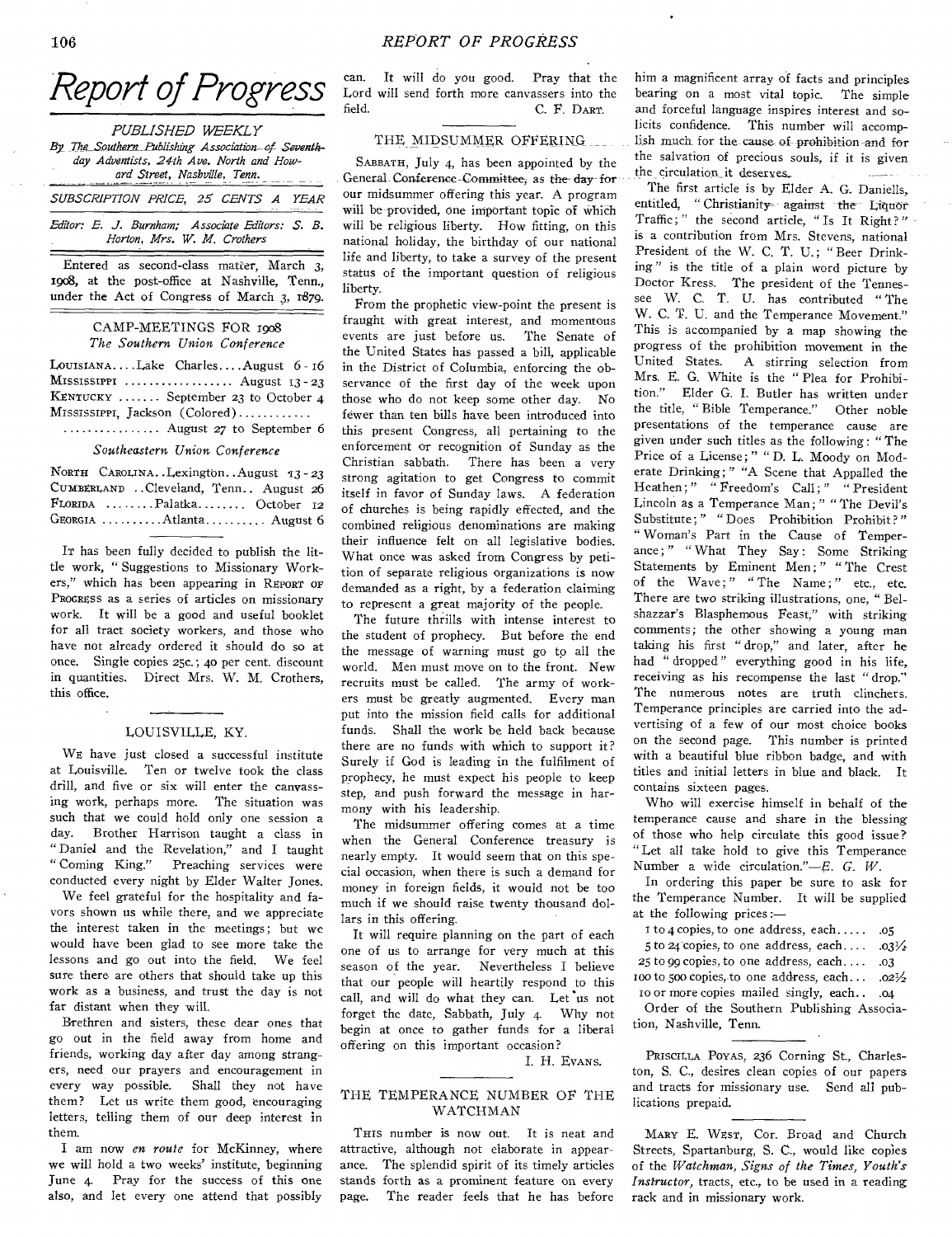# Report of Progress

*PUBLISHED WEEKLY*

*By The Southern Publishing Association of Seventh-day Adventists, 24th Ave. North and Howard Street, Nashville, Tenn.*

*SUBSCRIPTION PRICE, 25 CENTS A YEAR*

*Editor: E. J. Burnham; Associate Editors: S. B. Horton, Mrs. W. M. Crothers*

Entered as second-class matter, March 3, 1908, at the post-office at Nashville, Tenn., under the Act of Congress of March 3, 1879.

## CAMP-MEETINGS FOR 1908

*The Southern Union Conference*

LOUISIANA....Lake Charles....August 6-16
MISSISSIPPI .................. August 13-23
KENTUCKY ....... September 23 to October 4
MISSISSIPPI, Jackson (Colored)............
................ August 27 to September 6

*Southeastern Union Conference*

NORTH CAROLINA..Lexington..August 13-23
CUMBERLAND ..Cleveland, Tenn.. August 26
FLORIDA ........Palatka........ October 12
GEORGIA ..........Atlanta.......... August 6

IT has been fully decided to publish the little work, "Suggestions to Missionary Workers," which has been appearing in REPORT OF PROGRESS as a series of articles on missionary work. It will be a good and useful booklet for all tract society workers, and those who have not already ordered it should do so at once. Single copies 25c.; 40 per cent. discount in quantities. Direct Mrs. W. M. Crothers, this office.

## LOUISVILLE, KY.

WE have just closed a successful institute at Louisville. Ten or twelve took the class drill, and five or six will enter the canvassing work, perhaps more. The situation was such that we could hold only one session a day. Brother Harrison taught a class in "Daniel and the Revelation," and I taught "Coming King." Preaching services were conducted every night by Elder Walter Jones.

We feel grateful for the hospitality and favors shown us while there, and we appreciate the interest taken in the meetings; but we would have been glad to see more take the lessons and go out into the field. We feel sure there are others that should take up this work as a business, and trust the day is not far distant when they will.

Brethren and sisters, these dear ones that go out in the field away from home and friends, working day after day among strangers, need our prayers and encouragement in every way possible. Shall they not have them? Let us write them good, encouraging letters, telling them of our deep interest in them.

I am now *en route* for McKinney, where we will hold a two weeks' institute, beginning June 4. Pray for the success of this one also, and let every one attend that possibly can. It will do you good. Pray that the Lord will send forth more canvassers into the field.

C. F. DART.

## THE MIDSUMMER OFFERING

SABBATH, July 4, has been appointed by the General Conference Committee, as the day for our midsummer offering this year. A program will be provided, one important topic of which will be religious liberty. How fitting, on this national holiday, the birthday of our national life and liberty, to take a survey of the present status of the important question of religious liberty.

From the prophetic view-point the present is fraught with great interest, and momentous events are just before us. The Senate of the United States has passed a bill, applicable in the District of Columbia, enforcing the observance of the first day of the week upon those who do not keep some other day. No fewer than ten bills have been introduced into this present Congress, all pertaining to the enforcement or recognition of Sunday as the Christian sabbath. There has been a very strong agitation to get Congress to commit itself in favor of Sunday laws. A federation of churches is being rapidly effected, and the combined religious denominations are making their influence felt on all legislative bodies. What once was asked from Congress by petition of separate religious organizations is now demanded as a right, by a federation claiming to represent a great majority of the people.

The future thrills with intense interest to the student of prophecy. But before the end the message of warning must go to all the world. Men must move on to the front. New recruits must be called. The army of workers must be greatly augmented. Every man put into the mission field calls for additional funds. Shall the work be held back because there are no funds with which to support it? Surely if God is leading in the fulfilment of prophecy, he must expect his people to keep step, and push forward the message in harmony with his leadership.

The midsummer offering comes at a time when the General Conference treasury is nearly empty. It would seem that on this special occasion, when there is such a demand for money in foreign fields, it would not be too much if we should raise twenty thousand dollars in this offering.

It will require planning on the part of each one of us to arrange for very much at this season of the year. Nevertheless I believe that our people will heartily respond to this call, and will do what they can. Let us not forget the date, Sabbath, July 4. Why not begin at once to gather funds for a liberal offering on this important occasion?

I. H. EVANS.

## THE TEMPERANCE NUMBER OF THE WATCHMAN

THIS number is now out. It is neat and attractive, although not elaborate in appearance. The splendid spirit of its timely articles stands forth as a prominent feature on every page. The reader feels that he has before him a magnificent array of facts and principles bearing on a most vital topic. The simple and forceful language inspires interest and solicits confidence. This number will accomplish much for the cause of prohibition and for the salvation of precious souls, if it is given the circulation it deserves.

The first article is by Elder A. G. Daniells, entitled, "Christianity against the Liquor Traffic;" the second article, "Is It Right?" is a contribution from Mrs. Stevens, national President of the W. C. T. U.; "Beer Drinking" is the title of a plain word picture by Doctor Kress. The president of the Tennessee W. C. T. U. has contributed "The W. C. T. U. and the Temperance Movement." This is accompanied by a map showing the progress of the prohibition movement in the United States. A stirring selection from Mrs. E. G. White is the "Plea for Prohibition." Elder G. I. Butler has written under the title, "Bible Temperance." Other noble presentations of the temperance cause are given under such titles as the following: "The Price of a License;" "D. L. Moody on Moderate Drinking;" "A Scene that Appalled the Heathen;" "Freedom's Call;" "President Lincoln as a Temperance Man;" "The Devil's Substitute;" "Does Prohibition Prohibit?" "Woman's Part in the Cause of Temperance;" "What They Say: Some Striking Statements by Eminent Men;" "The Crest of the Wave;" "The Name;" etc., etc. There are two striking illustrations, one, "Belshazzar's Blasphemous Feast," with striking comments; the other showing a young man taking his first "drop," and later, after he had "dropped" everything good in his life, receiving as his recompense the last "drop." The numerous notes are truth clinchers. Temperance principles are carried into the advertising of a few of our most choice books on the second page. This number is printed with a beautiful blue ribbon badge, and with titles and initial letters in blue and black. It contains sixteen pages.

Who will exercise himself in behalf of the temperance cause and share in the blessing of those who help circulate this good issue? "Let all take hold to give this Temperance Number a wide circulation."—*E. G. W.*

In ordering this paper be sure to ask for the Temperance Number. It will be supplied at the following prices:—

| | |
|---|---|
| 1 to 4 copies, to one address, each..... | .05 |
| 5 to 24 copies, to one address, each.... | .03½ |
| 25 to 99 copies, to one address, each.... | .03 |
| 100 to 500 copies, to one address, each... | .02½ |
| 10 or more copies mailed singly, each.. | .04 |

Order of the Southern Publishing Association, Nashville, Tenn.

PRISCILLA POYAS, 236 Corning St., Charleston, S. C., desires clean copies of our papers and tracts for missionary use. Send all publications prepaid.

MARY E. WEST, Cor. Broad and Church Streets, Spartanburg, S. C., would like copies of the *Watchman, Signs of the Times, Youth's Instructor,* tracts, etc., to be used in a reading rack and in missionary work.